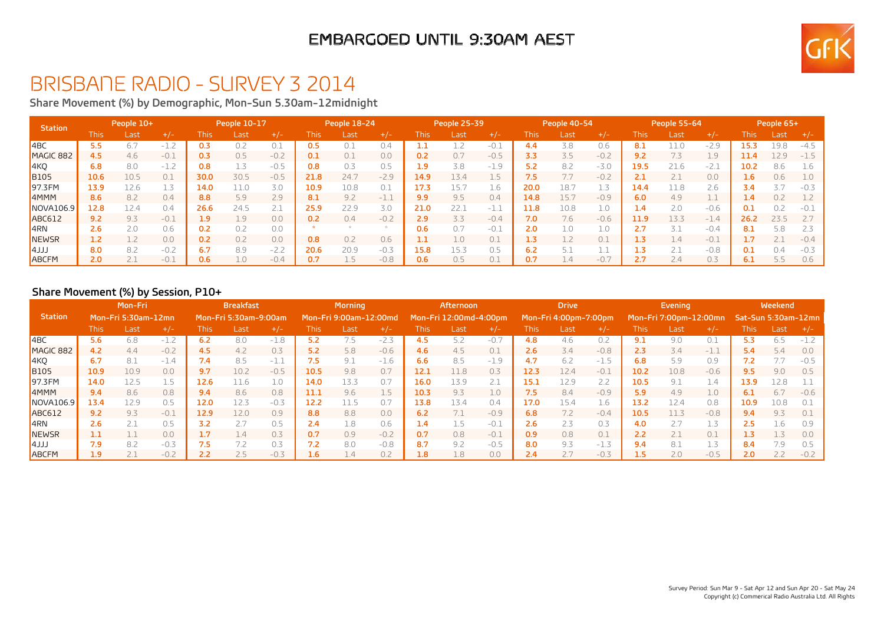EMBARGOED UNTIL 9:30AM AEST

# BRISBANE RADIO - SURVEY 3 2014

## Share Movement (%) by Demographic, Mon-Sun 5.30am-12midnight

| Station | People 10+ | | | People 10-17 | | | People 18-24 | | | People 25-39 | | | People 40-54 | | | People 55-64 | | | People 65+ | | |
|---|---|---|---|---|---|---|---|---|---|---|---|---|---|---|---|---|---|---|---|---|---|
| | This | Last | +/- | This | Last | +/- | This | Last | +/- | This | Last | +/- | This | Last | +/- | This | Last | +/- | This | Last | +/- |
| 4BC | **5.5** | 6.7 | -1.2 | **0.3** | 0.2 | 0.1 | **0.5** | 0.1 | 0.4 | **1.1** | 1.2 | -0.1 | **4.4** | 3.8 | 0.6 | **8.1** | 11.0 | -2.9 | **15.3** | 19.8 | -4.5 |
| MAGIC 882 | **4.5** | 4.6 | -0.1 | **0.3** | 0.5 | -0.2 | **0.1** | 0.1 | 0.0 | **0.2** | 0.7 | -0.5 | **3.3** | 3.5 | -0.2 | **9.2** | 7.3 | 1.9 | **11.4** | 12.9 | -1.5 |
| 4KQ | **6.8** | 8.0 | -1.2 | **0.8** | 1.3 | -0.5 | **0.8** | 0.3 | 0.5 | **1.9** | 3.8 | -1.9 | **5.2** | 8.2 | -3.0 | **19.5** | 21.6 | -2.1 | **10.2** | 8.6 | 1.6 |
| B105 | **10.6** | 10.5 | 0.1 | **30.0** | 30.5 | -0.5 | **21.8** | 24.7 | -2.9 | **14.9** | 13.4 | 1.5 | **7.5** | 7.7 | -0.2 | **2.1** | 2.1 | 0.0 | **1.6** | 0.6 | 1.0 |
| 97.3FM | **13.9** | 12.6 | 1.3 | **14.0** | 11.0 | 3.0 | **10.9** | 10.8 | 0.1 | **17.3** | 15.7 | 1.6 | **20.0** | 18.7 | 1.3 | **14.4** | 11.8 | 2.6 | **3.4** | 3.7 | -0.3 |
| 4MMM | **8.6** | 8.2 | 0.4 | **8.8** | 5.9 | 2.9 | **8.1** | 9.2 | -1.1 | **9.9** | 9.5 | 0.4 | **14.8** | 15.7 | -0.9 | **6.0** | 4.9 | 1.1 | **1.4** | 0.2 | 1.2 |
| NOVA106.9 | **12.8** | 12.4 | 0.4 | **26.6** | 24.5 | 2.1 | **25.9** | 22.9 | 3.0 | **21.0** | 22.1 | -1.1 | **11.8** | 10.8 | 1.0 | **1.4** | 2.0 | -0.6 | **0.1** | 0.2 | -0.1 |
| ABC612 | **9.2** | 9.3 | -0.1 | **1.9** | 1.9 | 0.0 | **0.2** | 0.4 | -0.2 | **2.9** | 3.3 | -0.4 | **7.0** | 7.6 | -0.6 | **11.9** | 13.3 | -1.4 | **26.2** | 23.5 | 2.7 |
| 4RN | **2.6** | 2.0 | 0.6 | **0.2** | 0.2 | 0.0 | * | * | * | **0.6** | 0.7 | -0.1 | **2.0** | 1.0 | 1.0 | **2.7** | 3.1 | -0.4 | **8.1** | 5.8 | 2.3 |
| NEWSR | **1.2** | 1.2 | 0.0 | **0.2** | 0.2 | 0.0 | **0.8** | 0.2 | 0.6 | **1.1** | 1.0 | 0.1 | **1.3** | 1.2 | 0.1 | **1.3** | 1.4 | -0.1 | **1.7** | 2.1 | -0.4 |
| 4JJJ | **8.0** | 8.2 | -0.2 | **6.7** | 8.9 | -2.2 | **20.6** | 20.9 | -0.3 | **15.8** | 15.3 | 0.5 | **6.2** | 5.1 | 1.1 | **1.3** | 2.1 | -0.8 | **0.1** | 0.4 | -0.3 |
| ABCFM | **2.0** | 2.1 | -0.1 | **0.6** | 1.0 | -0.4 | **0.7** | 1.5 | -0.8 | **0.6** | 0.5 | 0.1 | **0.7** | 1.4 | -0.7 | **2.7** | 2.4 | 0.3 | **6.1** | 5.5 | 0.6 |

## Share Movement (%) by Session, P10+

| Station | Mon-Fri Mon-Fri 5:30am-12mn | | | Breakfast Mon-Fri 5:30am-9:00am | | | Morning Mon-Fri 9:00am-12:00md | | | Afternoon Mon-Fri 12:00md-4:00pm | | | Drive Mon-Fri 4:00pm-7:00pm | | | Evening Mon-Fri 7:00pm-12:00mn | | | Weekend Sat-Sun 5:30am-12mn | | |
|---|---|---|---|---|---|---|---|---|---|---|---|---|---|---|---|---|---|---|---|---|---|
| | This | Last | +/- | This | Last | +/- | This | Last | +/- | This | Last | +/- | This | Last | +/- | This | Last | +/- | This | Last | +/- |
| 4BC | **5.6** | 6.8 | -1.2 | **6.2** | 8.0 | -1.8 | **5.2** | 7.5 | -2.3 | **4.5** | 5.2 | -0.7 | **4.8** | 4.6 | 0.2 | **9.1** | 9.0 | 0.1 | **5.3** | 6.5 | -1.2 |
| MAGIC 882 | **4.2** | 4.4 | -0.2 | **4.5** | 4.2 | 0.3 | **5.2** | 5.8 | -0.6 | **4.6** | 4.5 | 0.1 | **2.6** | 3.4 | -0.8 | **2.3** | 3.4 | -1.1 | **5.4** | 5.4 | 0.0 |
| 4KQ | **6.7** | 8.1 | -1.4 | **7.4** | 8.5 | -1.1 | **7.5** | 9.1 | -1.6 | **6.6** | 8.5 | -1.9 | **4.7** | 6.2 | -1.5 | **6.8** | 5.9 | 0.9 | **7.2** | 7.7 | -0.5 |
| B105 | **10.9** | 10.9 | 0.0 | **9.7** | 10.2 | -0.5 | **10.5** | 9.8 | 0.7 | **12.1** | 11.8 | 0.3 | **12.3** | 12.4 | -0.1 | **10.2** | 10.8 | -0.6 | **9.5** | 9.0 | 0.5 |
| 97.3FM | **14.0** | 12.5 | 1.5 | **12.6** | 11.6 | 1.0 | **14.0** | 13.3 | 0.7 | **16.0** | 13.9 | 2.1 | **15.1** | 12.9 | 2.2 | **10.5** | 9.1 | 1.4 | **13.9** | 12.8 | 1.1 |
| 4MMM | **9.4** | 8.6 | 0.8 | **9.4** | 8.6 | 0.8 | **11.1** | 9.6 | 1.5 | **10.3** | 9.3 | 1.0 | **7.5** | 8.4 | -0.9 | **5.9** | 4.9 | 1.0 | **6.1** | 6.7 | -0.6 |
| NOVA106.9 | **13.4** | 12.9 | 0.5 | **12.0** | 12.3 | -0.3 | **12.2** | 11.5 | 0.7 | **13.8** | 13.4 | 0.4 | **17.0** | 15.4 | 1.6 | **13.2** | 12.4 | 0.8 | **10.9** | 10.8 | 0.1 |
| ABC612 | **9.2** | 9.3 | -0.1 | **12.9** | 12.0 | 0.9 | **8.8** | 8.8 | 0.0 | **6.2** | 7.1 | -0.9 | **6.8** | 7.2 | -0.4 | **10.5** | 11.3 | -0.8 | **9.4** | 9.3 | 0.1 |
| 4RN | **2.6** | 2.1 | 0.5 | **3.2** | 2.7 | 0.5 | **2.4** | 1.8 | 0.6 | **1.4** | 1.5 | -0.1 | **2.6** | 2.3 | 0.3 | **4.0** | 2.7 | 1.3 | **2.5** | 1.6 | 0.9 |
| NEWSR | **1.1** | 1.1 | 0.0 | **1.7** | 1.4 | 0.3 | **0.7** | 0.9 | -0.2 | **0.7** | 0.8 | -0.1 | **0.9** | 0.8 | 0.1 | **2.2** | 2.1 | 0.1 | **1.3** | 1.3 | 0.0 |
| 4JJJ | **7.9** | 8.2 | -0.3 | **7.5** | 7.2 | 0.3 | **7.2** | 8.0 | -0.8 | **8.7** | 9.2 | -0.5 | **8.0** | 9.3 | -1.3 | **9.4** | 8.1 | 1.3 | **8.4** | 7.9 | 0.5 |
| ABCFM | **1.9** | 2.1 | -0.2 | **2.2** | 2.5 | -0.3 | **1.6** | 1.4 | 0.2 | **1.8** | 1.8 | 0.0 | **2.4** | 2.7 | -0.3 | **1.5** | 2.0 | -0.5 | **2.0** | 2.2 | -0.2 |

Survey Period: Sun Mar 9 - Sat Apr 12 and Sun Apr 20 - Sat May 24
Copyright (c) Commerical Radio Australia Ltd. All Rights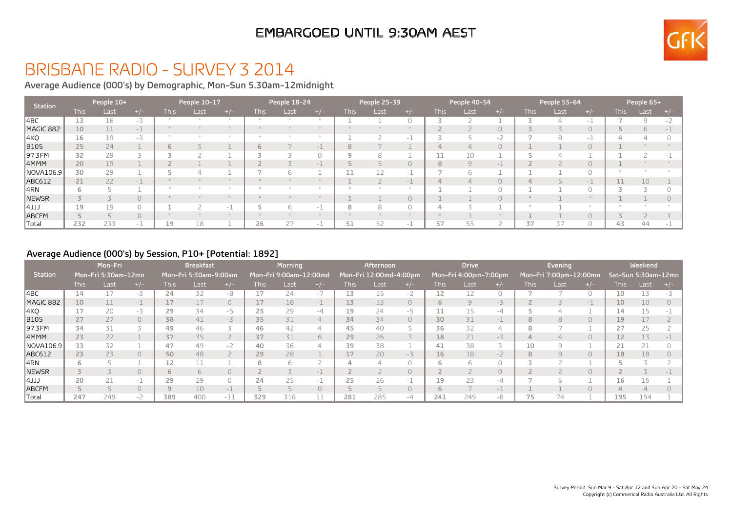EMBARGOED UNTIL 9:30AM AEST

# BRISBANE RADIO - SURVEY 3 2014

## Average Audience (000's) by Demographic, Mon-Sun 5.30am-12midnight

| Station | People 10+ | | | People 10-17 | | | People 18-24 | | | People 25-39 | | | People 40-54 | | | People 55-64 | | | People 65+ | | |
|---|---|---|---|---|---|---|---|---|---|---|---|---|---|---|---|---|---|---|---|---|---|
| | This | Last | +/- | This | Last | +/- | This | Last | +/- | This | Last | +/- | This | Last | +/- | This | Last | +/- | This | Last | +/- |
| 4BC | 13 | 16 | -3 | * | * | * | * | * | * | 1 | 1 | 0 | 3 | 2 | 1 | 3 | 4 | -1 | 7 | 9 | -2 |
| MAGIC 882 | 10 | 11 | -1 | * | * | * | * | * | * | * | * | * | 2 | 2 | 0 | 3 | 3 | 0 | 5 | 6 | -1 |
| 4KQ | 16 | 19 | -3 | * | * | * | * | * | * | 1 | 2 | -1 | 3 | 5 | -2 | 7 | 8 | -1 | 4 | 4 | 0 |
| B105 | 25 | 24 | 1 | 6 | 5 | 1 | 6 | 7 | -1 | 8 | 7 | 1 | 4 | 4 | 0 | 1 | 1 | 0 | 1 | * | * |
| 97.3FM | 32 | 29 | 3 | 3 | 2 | 1 | 3 | 3 | 0 | 9 | 8 | 1 | 11 | 10 | 1 | 5 | 4 | 1 | 1 | 2 | -1 |
| 4MMM | 20 | 19 | 1 | 2 | 1 | 1 | 2 | 3 | -1 | 5 | 5 | 0 | 8 | 9 | -1 | 2 | 2 | 0 | 1 | * | * |
| NOVA106.9 | 30 | 29 | 1 | 5 | 4 | 1 | 7 | 6 | 1 | 11 | 12 | -1 | 7 | 6 | 1 | 1 | 1 | 0 | * | * | * |
| ABC612 | 21 | 22 | -1 | * | * | * | * | * | * | 1 | 2 | -1 | 4 | 4 | 0 | 4 | 5 | -1 | 11 | 10 | 1 |
| 4RN | 6 | 5 | 1 | * | * | * | * | * | * | * | * | * | 1 | 1 | 0 | 1 | 1 | 0 | 3 | 3 | 0 |
| NEWSR | 3 | 3 | 0 | * | * | * | * | * | * | 1 | 1 | 0 | 1 | 1 | 0 | * | 1 | * | 1 | 1 | 0 |
| 4JJJ | 19 | 19 | 0 | 1 | 2 | -1 | 5 | 6 | -1 | 8 | 8 | 0 | 4 | 3 | 1 | * | 1 | * | * | * | * |
| ABCFM | 5 | 5 | 0 | * | * | * | * | * | * | * | * | * | * | 1 | * | 1 | 1 | 0 | 3 | 2 | 1 |
| Total | 232 | 233 | -1 | 19 | 18 | 1 | 26 | 27 | -1 | 51 | 52 | -1 | 57 | 55 | 2 | 37 | 37 | 0 | 43 | 44 | -1 |

## Average Audience (000's) by Session, P10+ [Potential: 1892]

| Station | Mon-Fri | | | Breakfast | | | Morning | | | Afternoon | | | Drive | | | Evening | | | Weekend | | |
|---|---|---|---|---|---|---|---|---|---|---|---|---|---|---|---|---|---|---|---|---|---|
| | Mon-Fri 5:30am-12mn | | | Mon-Fri 5:30am-9:00am | | | Mon-Fri 9:00am-12:00md | | | Mon-Fri 12:00md-4:00pm | | | Mon-Fri 4:00pm-7:00pm | | | Mon-Fri 7:00pm-12:00mn | | | Sat-Sun 5:30am-12mn | | |
| | This | Last | +/- | This | Last | +/- | This | Last | +/- | This | Last | +/- | This | Last | +/- | This | Last | +/- | This | Last | +/- |
| 4BC | 14 | 17 | -3 | 24 | 32 | -8 | 17 | 24 | -7 | 13 | 15 | -2 | 12 | 12 | 0 | 7 | 7 | 0 | 10 | 13 | -3 |
| MAGIC 882 | 10 | 11 | -1 | 17 | 17 | 0 | 17 | 18 | -1 | 13 | 13 | 0 | 6 | 9 | -3 | 2 | 3 | -1 | 10 | 10 | 0 |
| 4KQ | 17 | 20 | -3 | 29 | 34 | -5 | 25 | 29 | -4 | 19 | 24 | -5 | 11 | 15 | -4 | 5 | 4 | 1 | 14 | 15 | -1 |
| B105 | 27 | 27 | 0 | 38 | 41 | -3 | 35 | 31 | 4 | 34 | 34 | 0 | 30 | 31 | -1 | 8 | 8 | 0 | 19 | 17 | 2 |
| 97.3FM | 34 | 31 | 3 | 49 | 46 | 3 | 46 | 42 | 4 | 45 | 40 | 5 | 36 | 32 | 4 | 8 | 7 | 1 | 27 | 25 | 2 |
| 4MMM | 23 | 22 | 1 | 37 | 35 | 2 | 37 | 31 | 6 | 29 | 26 | 3 | 18 | 21 | -3 | 4 | 4 | 0 | 12 | 13 | -1 |
| NOVA106.9 | 33 | 32 | 1 | 47 | 49 | -2 | 40 | 36 | 4 | 39 | 38 | 1 | 41 | 38 | 3 | 10 | 9 | 1 | 21 | 21 | 0 |
| ABC612 | 23 | 23 | 0 | 50 | 48 | 2 | 29 | 28 | 1 | 17 | 20 | -3 | 16 | 18 | -2 | 8 | 8 | 0 | 18 | 18 | 0 |
| 4RN | 6 | 5 | 1 | 12 | 11 | 1 | 8 | 6 | 2 | 4 | 4 | 0 | 6 | 6 | 0 | 3 | 2 | 1 | 5 | 3 | 2 |
| NEWSR | 3 | 3 | 0 | 6 | 6 | 0 | 2 | 3 | -1 | 2 | 2 | 0 | 2 | 2 | 0 | 2 | 2 | 0 | 2 | 3 | -1 |
| 4JJJ | 20 | 21 | -1 | 29 | 29 | 0 | 24 | 25 | -1 | 25 | 26 | -1 | 19 | 23 | -4 | 7 | 6 | 1 | 16 | 15 | 1 |
| ABCFM | 5 | 5 | 0 | 9 | 10 | -1 | 5 | 5 | 0 | 5 | 5 | 0 | 6 | 7 | -1 | 1 | 1 | 0 | 4 | 4 | 0 |
| Total | 247 | 249 | -2 | 389 | 400 | -11 | 329 | 318 | 11 | 281 | 285 | -4 | 241 | 249 | -8 | 75 | 74 | 1 | 195 | 194 | 1 |

Survey Period: Sun Mar 9 - Sat Apr 12 and Sun Apr 20 - Sat May 24
Copyright (c) Commerical Radio Australia Ltd. All Rights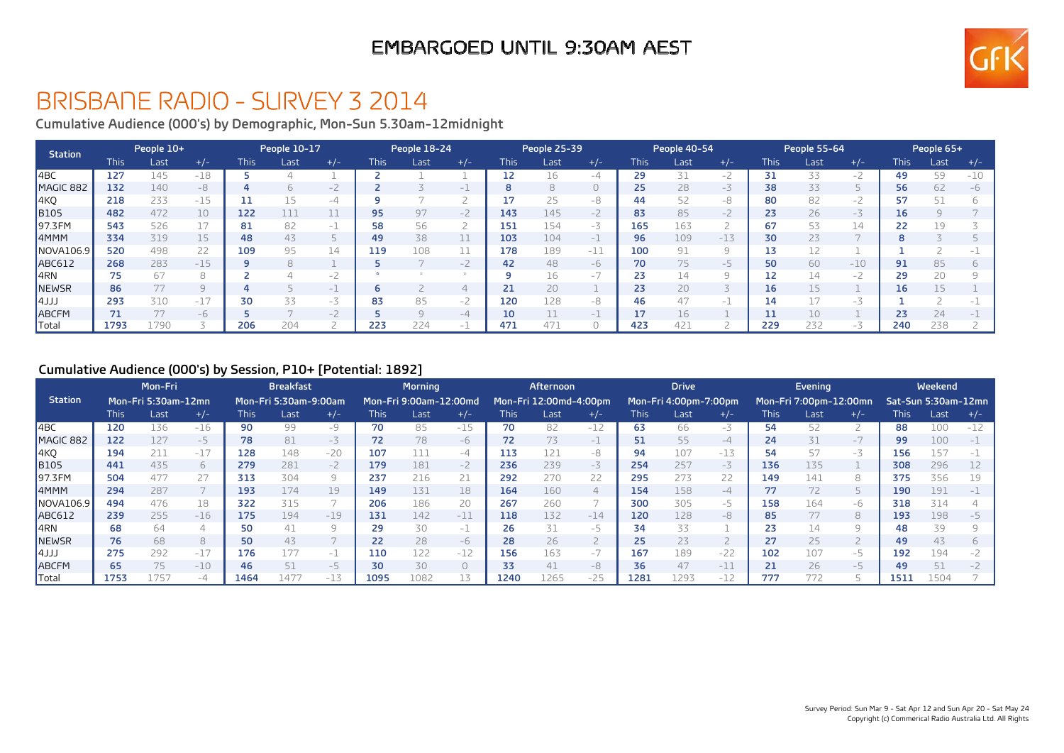EMBARGOED UNTIL 9:30AM AEST

# BRISBANE RADIO - SURVEY 3 2014

## Cumulative Audience (000's) by Demographic, Mon-Sun 5.30am-12midnight

| Station | People 10+ | | | People 10-17 | | | People 18-24 | | | People 25-39 | | | People 40-54 | | | People 55-64 | | | People 65+ | | |
|---|---|---|---|---|---|---|---|---|---|---|---|---|---|---|---|---|---|---|---|---|---|
| | This | Last | +/- | This | Last | +/- | This | Last | +/- | This | Last | +/- | This | Last | +/- | This | Last | +/- | This | Last | +/- |
| 4BC | 127 | 145 | -18 | 5 | 4 | 1 | 2 | 1 | 1 | 12 | 16 | -4 | 29 | 31 | -2 | 31 | 33 | -2 | 49 | 59 | -10 |
| MAGIC 882 | 132 | 140 | -8 | 4 | 6 | -2 | 2 | 3 | -1 | 8 | 8 | 0 | 25 | 28 | -3 | 38 | 33 | 5 | 56 | 62 | -6 |
| 4KQ | 218 | 233 | -15 | 11 | 15 | -4 | 9 | 7 | 2 | 17 | 25 | -8 | 44 | 52 | -8 | 80 | 82 | -2 | 57 | 51 | 6 |
| B105 | 482 | 472 | 10 | 122 | 111 | 11 | 95 | 97 | -2 | 143 | 145 | -2 | 83 | 85 | -2 | 23 | 26 | -3 | 16 | 9 | 7 |
| 97.3FM | 543 | 526 | 17 | 81 | 82 | -1 | 58 | 56 | 2 | 151 | 154 | -3 | 165 | 163 | 2 | 67 | 53 | 14 | 22 | 19 | 3 |
| 4MMM | 334 | 319 | 15 | 48 | 43 | 5 | 49 | 38 | 11 | 103 | 104 | -1 | 96 | 109 | -13 | 30 | 23 | 7 | 8 | 3 | 5 |
| NOVA106.9 | 520 | 498 | 22 | 109 | 95 | 14 | 119 | 108 | 11 | 178 | 189 | -11 | 100 | 91 | 9 | 13 | 12 | 1 | 1 | 2 | -1 |
| ABC612 | 268 | 283 | -15 | 9 | 8 | 1 | 5 | 7 | -2 | 42 | 48 | -6 | 70 | 75 | -5 | 50 | 60 | -10 | 91 | 85 | 6 |
| 4RN | 75 | 67 | 8 | 2 | 4 | -2 | * | * | * | 9 | 16 | -7 | 23 | 14 | 9 | 12 | 14 | -2 | 29 | 20 | 9 |
| NEWSR | 86 | 77 | 9 | 4 | 5 | -1 | 6 | 2 | 4 | 21 | 20 | 1 | 23 | 20 | 3 | 16 | 15 | 1 | 16 | 15 | 1 |
| 4JJJ | 293 | 310 | -17 | 30 | 33 | -3 | 83 | 85 | -2 | 120 | 128 | -8 | 46 | 47 | -1 | 14 | 17 | -3 | 1 | 2 | -1 |
| ABCFM | 71 | 77 | -6 | 5 | 7 | -2 | 5 | 9 | -4 | 10 | 11 | -1 | 17 | 16 | 1 | 11 | 10 | 1 | 23 | 24 | -1 |
| Total | 1793 | 1790 | 3 | 206 | 204 | 2 | 223 | 224 | -1 | 471 | 471 | 0 | 423 | 421 | 2 | 229 | 232 | -3 | 240 | 238 | 2 |

## Cumulative Audience (000's) by Session, P10+ [Potential: 1892]

| Station | Mon-Fri Mon-Fri 5:30am-12mn | | | Breakfast Mon-Fri 5:30am-9:00am | | | Morning Mon-Fri 9:00am-12:00md | | | Afternoon Mon-Fri 12:00md-4:00pm | | | Drive Mon-Fri 4:00pm-7:00pm | | | Evening Mon-Fri 7:00pm-12:00mn | | | Weekend Sat-Sun 5:30am-12mn | | |
|---|---|---|---|---|---|---|---|---|---|---|---|---|---|---|---|---|---|---|---|---|---|
| | This | Last | +/- | This | Last | +/- | This | Last | +/- | This | Last | +/- | This | Last | +/- | This | Last | +/- | This | Last | +/- |
| 4BC | 120 | 136 | -16 | 90 | 99 | -9 | 70 | 85 | -15 | 70 | 82 | -12 | 63 | 66 | -3 | 54 | 52 | 2 | 88 | 100 | -12 |
| MAGIC 882 | 122 | 127 | -5 | 78 | 81 | -3 | 72 | 78 | -6 | 72 | 73 | -1 | 51 | 55 | -4 | 24 | 31 | -7 | 99 | 100 | -1 |
| 4KQ | 194 | 211 | -17 | 128 | 148 | -20 | 107 | 111 | -4 | 113 | 121 | -8 | 94 | 107 | -13 | 54 | 57 | -3 | 156 | 157 | -1 |
| B105 | 441 | 435 | 6 | 279 | 281 | -2 | 179 | 181 | -2 | 236 | 239 | -3 | 254 | 257 | -3 | 136 | 135 | 1 | 308 | 296 | 12 |
| 97.3FM | 504 | 477 | 27 | 313 | 304 | 9 | 237 | 216 | 21 | 292 | 270 | 22 | 295 | 273 | 22 | 149 | 141 | 8 | 375 | 356 | 19 |
| 4MMM | 294 | 287 | 7 | 193 | 174 | 19 | 149 | 131 | 18 | 164 | 160 | 4 | 154 | 158 | -4 | 77 | 72 | 5 | 190 | 191 | -1 |
| NOVA106.9 | 494 | 476 | 18 | 322 | 315 | 7 | 206 | 186 | 20 | 267 | 260 | 7 | 300 | 305 | -5 | 158 | 164 | -6 | 318 | 314 | 4 |
| ABC612 | 239 | 255 | -16 | 175 | 194 | -19 | 131 | 142 | -11 | 118 | 132 | -14 | 120 | 128 | -8 | 85 | 77 | 8 | 193 | 198 | -5 |
| 4RN | 68 | 64 | 4 | 50 | 41 | 9 | 29 | 30 | -1 | 26 | 31 | -5 | 34 | 33 | 1 | 23 | 14 | 9 | 48 | 39 | 9 |
| NEWSR | 76 | 68 | 8 | 50 | 43 | 7 | 22 | 28 | -6 | 28 | 26 | 2 | 25 | 23 | 2 | 27 | 25 | 2 | 49 | 43 | 6 |
| 4JJJ | 275 | 292 | -17 | 176 | 177 | -1 | 110 | 122 | -12 | 156 | 163 | -7 | 167 | 189 | -22 | 102 | 107 | -5 | 192 | 194 | -2 |
| ABCFM | 65 | 75 | -10 | 46 | 51 | -5 | 30 | 30 | 0 | 33 | 41 | -8 | 36 | 47 | -11 | 21 | 26 | -5 | 49 | 51 | -2 |
| Total | 1753 | 1757 | -4 | 1464 | 1477 | -13 | 1095 | 1082 | 13 | 1240 | 1265 | -25 | 1281 | 1293 | -12 | 777 | 772 | 5 | 1511 | 1504 | 7 |

Survey Period: Sun Mar 9 - Sat Apr 12 and Sun Apr 20 - Sat May 24

Copyright (c) Commerical Radio Australia Ltd. All Rights